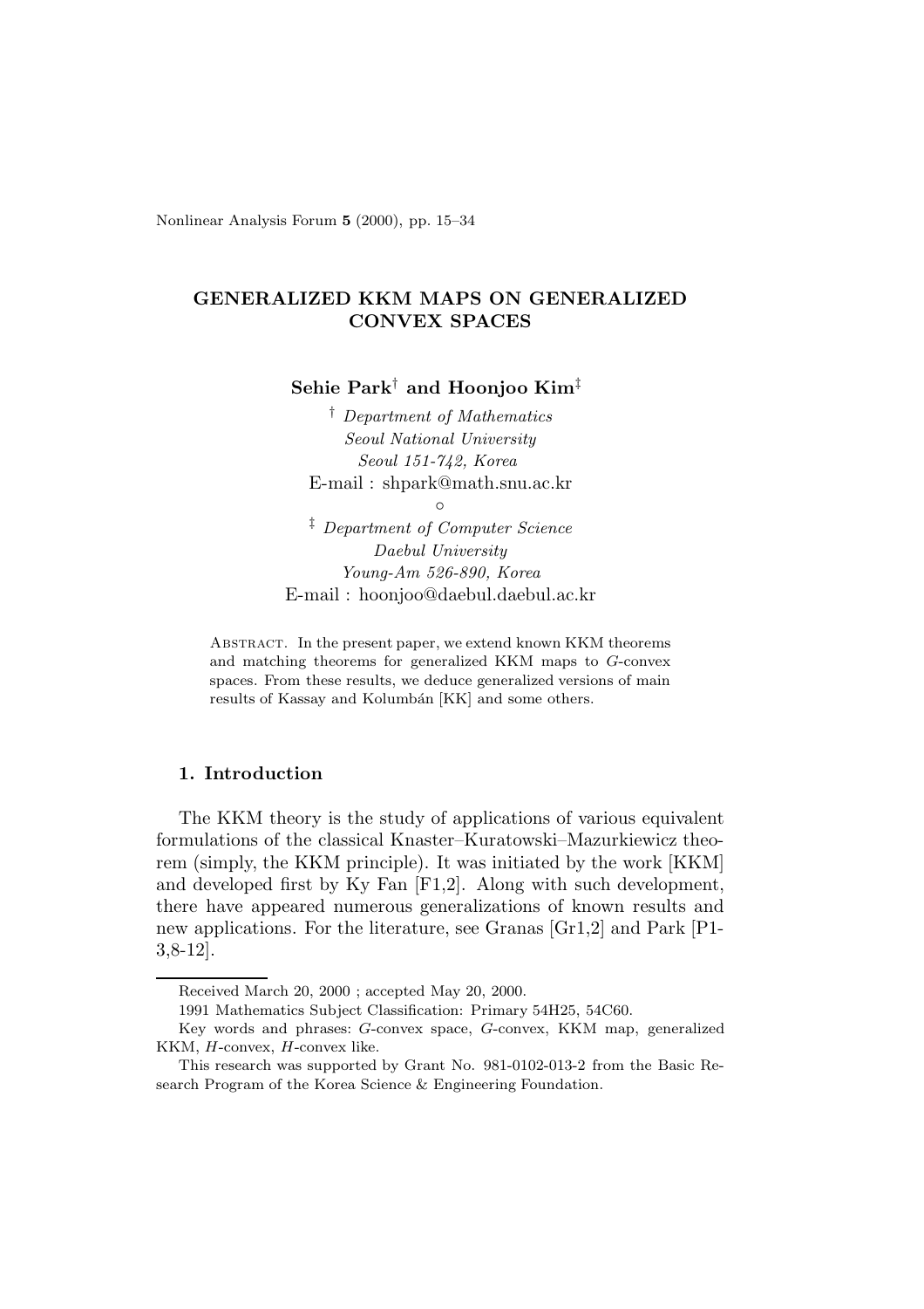# GENERALIZED KKM MAPS ON GENERALIZED CONVEX SPACES

**Sehie Park**[†] **and Hoonjoo Kim**[‡]

[†] *Department of Mathematics*
*Seoul National University*
*Seoul 151-742, Korea*
E-mail : shpark@math.snu.ac.kr

∘

[‡] *Department of Computer Science*
*Daebul University*
*Young-Am 526-890, Korea*
E-mail : hoonjoo@daebul.daebul.ac.kr

Abstract. In the present paper, we extend known KKM theorems and matching theorems for generalized KKM maps to $G$-convex spaces. From these results, we deduce generalized versions of main results of Kassay and Kolumbán [KK] and some others.

## 1. Introduction

The KKM theory is the study of applications of various equivalent formulations of the classical Knaster–Kuratowski–Mazurkiewicz theorem (simply, the KKM principle). It was initiated by the work [KKM] and developed first by Ky Fan [F1,2]. Along with such development, there have appeared numerous generalizations of known results and new applications. For the literature, see Granas [Gr1,2] and Park [P1-3,8-12].

---

Received March 20, 2000 ; accepted May 20, 2000.

1991 Mathematics Subject Classification: Primary 54H25, 54C60.

Key words and phrases: $G$-convex space, $G$-convex, KKM map, generalized KKM, $H$-convex, $H$-convex like.

This research was supported by Grant No. 981-0102-013-2 from the Basic Research Program of the Korea Science & Engineering Foundation.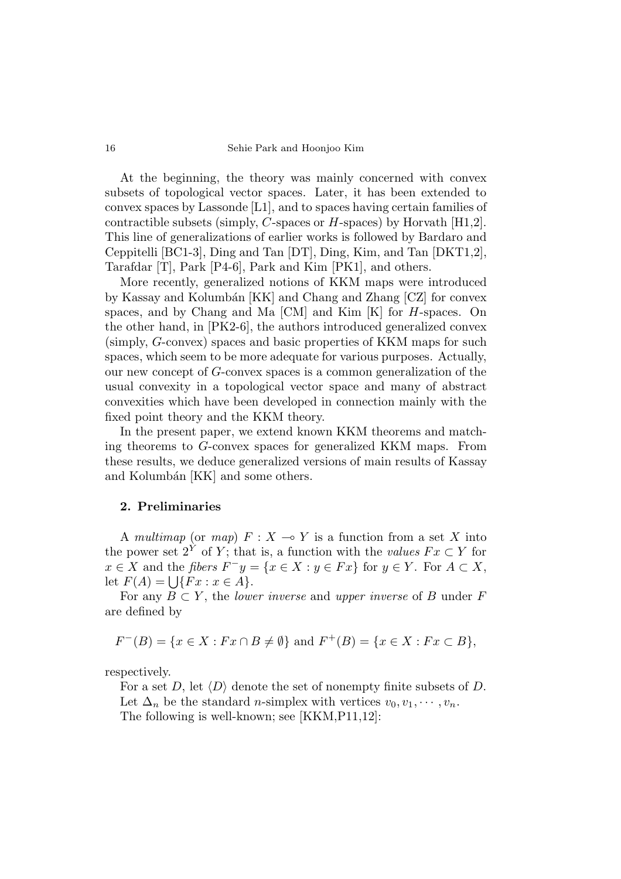At the beginning, the theory was mainly concerned with convex subsets of topological vector spaces. Later, it has been extended to convex spaces by Lassonde [L1], and to spaces having certain families of contractible subsets (simply, $C$-spaces or $H$-spaces) by Horvath [H1,2]. This line of generalizations of earlier works is followed by Bardaro and Ceppitelli [BC1-3], Ding and Tan [DT], Ding, Kim, and Tan [DKT1,2], Tarafdar [T], Park [P4-6], Park and Kim [PK1], and others.

More recently, generalized notions of KKM maps were introduced by Kassay and Kolumbán [KK] and Chang and Zhang [CZ] for convex spaces, and by Chang and Ma [CM] and Kim [K] for $H$-spaces. On the other hand, in [PK2-6], the authors introduced generalized convex (simply, $G$-convex) spaces and basic properties of KKM maps for such spaces, which seem to be more adequate for various purposes. Actually, our new concept of $G$-convex spaces is a common generalization of the usual convexity in a topological vector space and many of abstract convexities which have been developed in connection mainly with the fixed point theory and the KKM theory.

In the present paper, we extend known KKM theorems and matching theorems to $G$-convex spaces for generalized KKM maps. From these results, we deduce generalized versions of main results of Kassay and Kolumbán [KK] and some others.

## 2. Preliminaries

A *multimap* (or *map*) $F : X \multimap Y$ is a function from a set $X$ into the power set $2^Y$ of $Y$; that is, a function with the *values* $Fx \subset Y$ for $x \in X$ and the *fibers* $F^- y = \{x \in X : y \in Fx\}$ for $y \in Y$. For $A \subset X$, let $F(A) = \bigcup\{Fx : x \in A\}$.

For any $B \subset Y$, the *lower inverse* and *upper inverse* of $B$ under $F$ are defined by

$$F^-(B) = \{x \in X : Fx \cap B \neq \emptyset\} \text{ and } F^+(B) = \{x \in X : Fx \subset B\},$$

respectively.

For a set $D$, let $\langle D \rangle$ denote the set of nonempty finite subsets of $D$.

Let $\Delta_n$ be the standard $n$-simplex with vertices $v_0, v_1, \cdots, v_n$.

The following is well-known; see [KKM,P11,12]: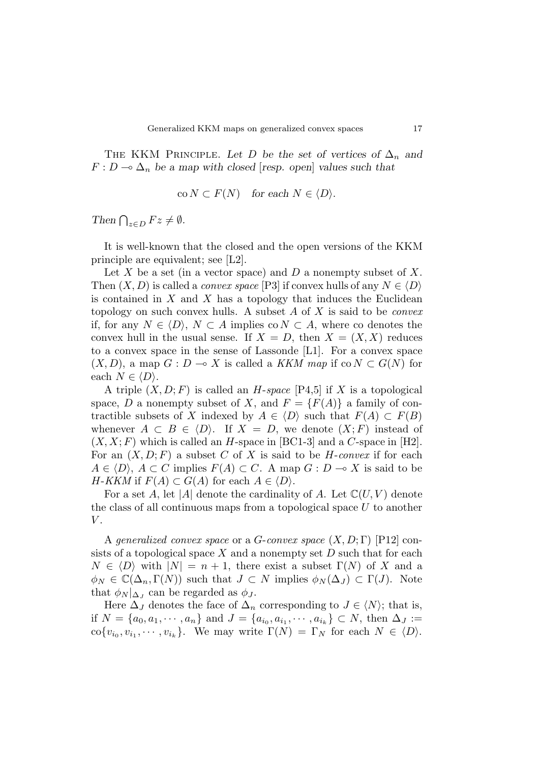THE KKM PRINCIPLE. *Let $D$ be the set of vertices of $\Delta_n$ and $F : D \multimap \Delta_n$ be a map with closed* [*resp. open*] *values such that*

$$\mathrm{co}\, N \subset F(N) \quad \textit{for each } N \in \langle D \rangle.$$

*Then* $\bigcap_{z \in D} Fz \neq \emptyset$.

It is well-known that the closed and the open versions of the KKM principle are equivalent; see [L2].

Let $X$ be a set (in a vector space) and $D$ a nonempty subset of $X$. Then $(X, D)$ is called a *convex space* [P3] if convex hulls of any $N \in \langle D \rangle$ is contained in $X$ and $X$ has a topology that induces the Euclidean topology on such convex hulls. A subset $A$ of $X$ is said to be *convex* if, for any $N \in \langle D \rangle$, $N \subset A$ implies $\mathrm{co}\, N \subset A$, where co denotes the convex hull in the usual sense. If $X = D$, then $X = (X, X)$ reduces to a convex space in the sense of Lassonde [L1]. For a convex space $(X, D)$, a map $G : D \multimap X$ is called a *KKM map* if $\mathrm{co}\, N \subset G(N)$ for each $N \in \langle D \rangle$.

A triple $(X, D; F)$ is called an *H-space* [P4,5] if $X$ is a topological space, $D$ a nonempty subset of $X$, and $F = \{F(A)\}$ a family of contractible subsets of $X$ indexed by $A \in \langle D \rangle$ such that $F(A) \subset F(B)$ whenever $A \subset B \in \langle D \rangle$. If $X = D$, we denote $(X; F)$ instead of $(X, X; F)$ which is called an $H$-space in [BC1-3] and a $C$-space in [H2]. For an $(X, D; F)$ a subset $C$ of $X$ is said to be *H-convex* if for each $A \in \langle D \rangle$, $A \subset C$ implies $F(A) \subset C$. A map $G : D \multimap X$ is said to be *H-KKM* if $F(A) \subset G(A)$ for each $A \in \langle D \rangle$.

For a set $A$, let $|A|$ denote the cardinality of $A$. Let $\mathbb{C}(U, V)$ denote the class of all continuous maps from a topological space $U$ to another $V$.

A *generalized convex space* or a *G-convex space* $(X, D; \Gamma)$ [P12] consists of a topological space $X$ and a nonempty set $D$ such that for each $N \in \langle D \rangle$ with $|N| = n + 1$, there exist a subset $\Gamma(N)$ of $X$ and a $\phi_N \in \mathbb{C}(\Delta_n, \Gamma(N))$ such that $J \subset N$ implies $\phi_N(\Delta_J) \subset \Gamma(J)$. Note that $\phi_N|_{\Delta_J}$ can be regarded as $\phi_J$.

Here $\Delta_J$ denotes the face of $\Delta_n$ corresponding to $J \in \langle N \rangle$; that is, if $N = \{a_0, a_1, \cdots, a_n\}$ and $J = \{a_{i_0}, a_{i_1}, \cdots, a_{i_k}\} \subset N$, then $\Delta_J := \mathrm{co}\{v_{i_0}, v_{i_1}, \cdots, v_{i_k}\}$. We may write $\Gamma(N) = \Gamma_N$ for each $N \in \langle D \rangle$.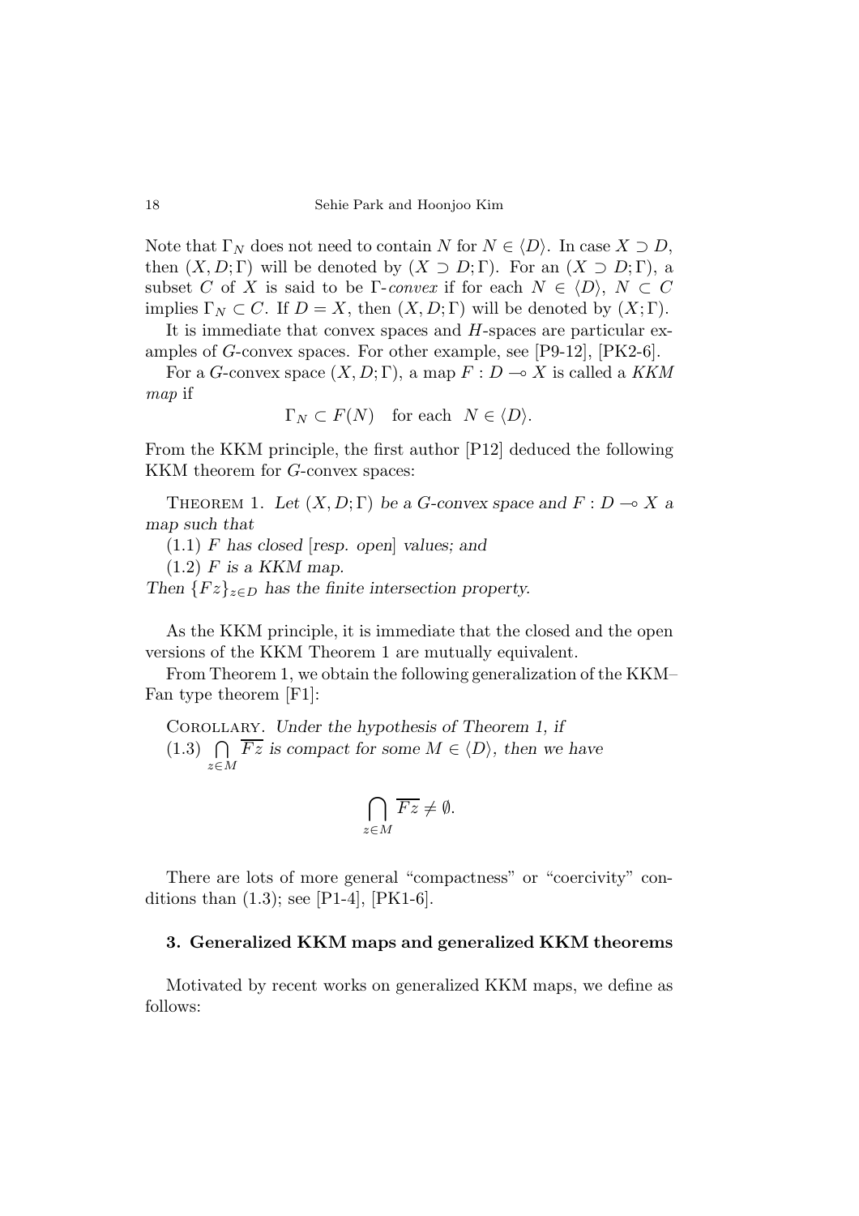Note that $\Gamma_N$ does not need to contain $N$ for $N \in \langle D \rangle$. In case $X \supset D$, then $(X, D; \Gamma)$ will be denoted by $(X \supset D; \Gamma)$. For an $(X \supset D; \Gamma)$, a subset $C$ of $X$ is said to be $\Gamma$-*convex* if for each $N \in \langle D \rangle$, $N \subset C$ implies $\Gamma_N \subset C$. If $D = X$, then $(X, D; \Gamma)$ will be denoted by $(X; \Gamma)$.

It is immediate that convex spaces and $H$-spaces are particular examples of $G$-convex spaces. For other example, see [P9-12], [PK2-6].

For a $G$-convex space $(X, D; \Gamma)$, a map $F : D \multimap X$ is called a *KKM map* if

$$\Gamma_N \subset F(N) \quad \text{for each} \quad N \in \langle D \rangle.$$

From the KKM principle, the first author [P12] deduced the following KKM theorem for $G$-convex spaces:

THEOREM 1. *Let $(X, D; \Gamma)$ be a $G$-convex space and $F : D \multimap X$ a map such that*

(1.1) *$F$ has closed* [*resp. open*] *values; and*

(1.2) *$F$ is a KKM map.*

*Then $\{Fz\}_{z \in D}$ has the finite intersection property.*

As the KKM principle, it is immediate that the closed and the open versions of the KKM Theorem 1 are mutually equivalent.

From Theorem 1, we obtain the following generalization of the KKM–Fan type theorem [F1]:

COROLLARY. *Under the hypothesis of Theorem 1, if*
(1.3) $\bigcap_{z \in M} \overline{Fz}$ *is compact for some $M \in \langle D \rangle$, then we have*

$$\bigcap_{z \in M} \overline{Fz} \neq \emptyset.$$

There are lots of more general "compactness" or "coercivity" conditions than (1.3); see [P1-4], [PK1-6].

### 3. Generalized KKM maps and generalized KKM theorems

Motivated by recent works on generalized KKM maps, we define as follows: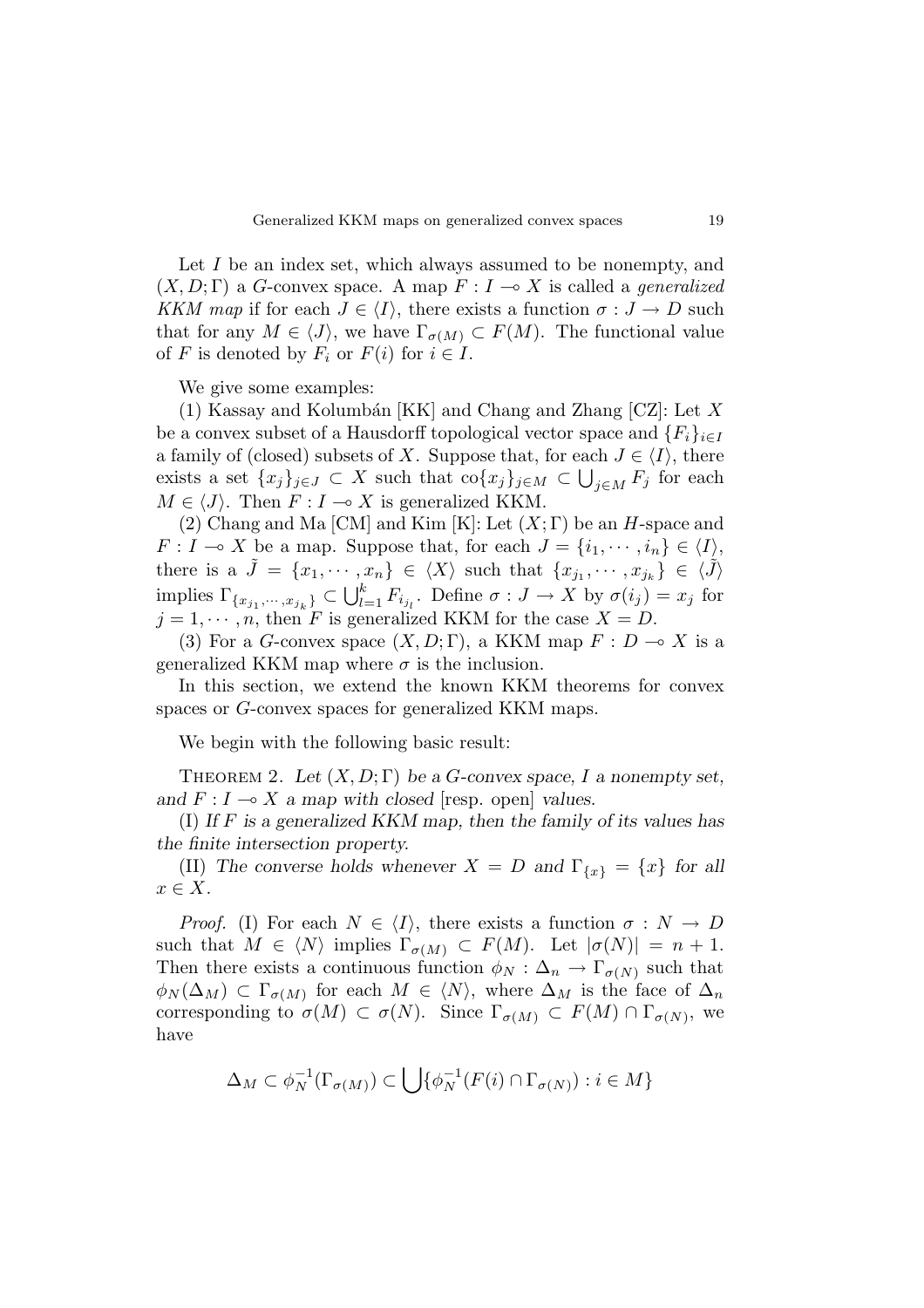Let $I$ be an index set, which always assumed to be nonempty, and $(X, D; \Gamma)$ a $G$-convex space. A map $F : I \multimap X$ is called a *generalized KKM map* if for each $J \in \langle I \rangle$, there exists a function $\sigma : J \to D$ such that for any $M \in \langle J \rangle$, we have $\Gamma_{\sigma(M)} \subset F(M)$. The functional value of $F$ is denoted by $F_i$ or $F(i)$ for $i \in I$.

We give some examples:

(1) Kassay and Kolumbán [KK] and Chang and Zhang [CZ]: Let $X$ be a convex subset of a Hausdorff topological vector space and $\{F_i\}_{i \in I}$ a family of (closed) subsets of $X$. Suppose that, for each $J \in \langle I \rangle$, there exists a set $\{x_j\}_{j \in J} \subset X$ such that $\mathrm{co}\{x_j\}_{j \in M} \subset \bigcup_{j \in M} F_j$ for each $M \in \langle J \rangle$. Then $F : I \multimap X$ is generalized KKM.

(2) Chang and Ma [CM] and Kim [K]: Let $(X; \Gamma)$ be an $H$-space and $F : I \multimap X$ be a map. Suppose that, for each $J = \{i_1, \cdots, i_n\} \in \langle I \rangle$, there is a $\tilde{J} = \{x_1, \cdots, x_n\} \in \langle X \rangle$ such that $\{x_{j_1}, \cdots, x_{j_k}\} \in \langle \tilde{J} \rangle$ implies $\Gamma_{\{x_{j_1}, \cdots, x_{j_k}\}} \subset \bigcup_{l=1}^{k} F_{i_{j_l}}$. Define $\sigma : J \to X$ by $\sigma(i_j) = x_j$ for $j = 1, \cdots, n$, then $F$ is generalized KKM for the case $X = D$.

(3) For a $G$-convex space $(X, D; \Gamma)$, a KKM map $F : D \multimap X$ is a generalized KKM map where $\sigma$ is the inclusion.

In this section, we extend the known KKM theorems for convex spaces or $G$-convex spaces for generalized KKM maps.

We begin with the following basic result:

THEOREM 2. *Let $(X, D; \Gamma)$ be a $G$-convex space, $I$ a nonempty set, and $F : I \multimap X$ a map with closed* [resp. open] *values.*

(I) *If $F$ is a generalized KKM map, then the family of its values has the finite intersection property.*

(II) *The converse holds whenever $X = D$ and $\Gamma_{\{x\}} = \{x\}$ for all $x \in X$.*

*Proof.* (I) For each $N \in \langle I \rangle$, there exists a function $\sigma : N \to D$ such that $M \in \langle N \rangle$ implies $\Gamma_{\sigma(M)} \subset F(M)$. Let $|\sigma(N)| = n + 1$. Then there exists a continuous function $\phi_N : \Delta_n \to \Gamma_{\sigma(N)}$ such that $\phi_N(\Delta_M) \subset \Gamma_{\sigma(M)}$ for each $M \in \langle N \rangle$, where $\Delta_M$ is the face of $\Delta_n$ corresponding to $\sigma(M) \subset \sigma(N)$. Since $\Gamma_{\sigma(M)} \subset F(M) \cap \Gamma_{\sigma(N)}$, we have

$$\Delta_M \subset \phi_N^{-1}(\Gamma_{\sigma(M)}) \subset \bigcup \{\phi_N^{-1}(F(i) \cap \Gamma_{\sigma(N)}) : i \in M\}$$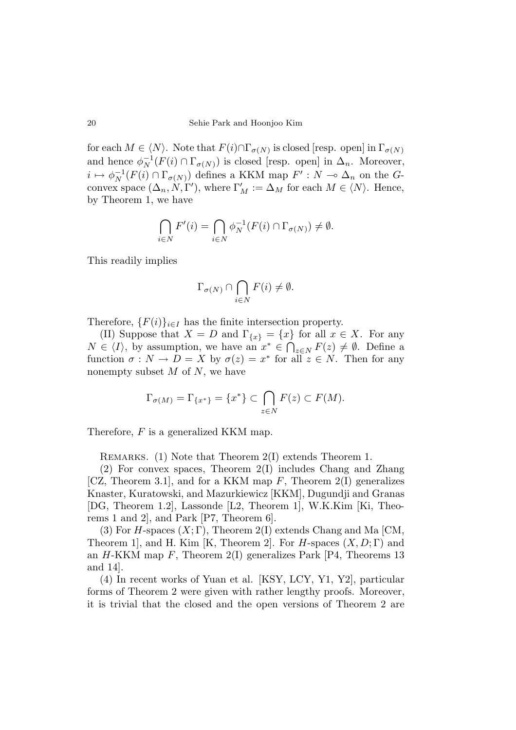for each $M \in \langle N \rangle$. Note that $F(i) \cap \Gamma_{\sigma(N)}$ is closed [resp. open] in $\Gamma_{\sigma(N)}$ and hence $\phi_N^{-1}(F(i) \cap \Gamma_{\sigma(N)})$ is closed [resp. open] in $\Delta_n$. Moreover, $i \mapsto \phi_N^{-1}(F(i) \cap \Gamma_{\sigma(N)})$ defines a KKM map $F' : N \multimap \Delta_n$ on the $G$-convex space $(\Delta_n, N, \Gamma')$, where $\Gamma'_M := \Delta_M$ for each $M \in \langle N \rangle$. Hence, by Theorem 1, we have

$$\bigcap_{i \in N} F'(i) = \bigcap_{i \in N} \phi_N^{-1}(F(i) \cap \Gamma_{\sigma(N)}) \neq \emptyset.$$

This readily implies

$$\Gamma_{\sigma(N)} \cap \bigcap_{i \in N} F(i) \neq \emptyset.$$

Therefore, $\{F(i)\}_{i \in I}$ has the finite intersection property.

(II) Suppose that $X = D$ and $\Gamma_{\{x\}} = \{x\}$ for all $x \in X$. For any $N \in \langle I \rangle$, by assumption, we have an $x^* \in \bigcap_{z \in N} F(z) \neq \emptyset$. Define a function $\sigma : N \to D = X$ by $\sigma(z) = x^*$ for all $z \in N$. Then for any nonempty subset $M$ of $N$, we have

$$\Gamma_{\sigma(M)} = \Gamma_{\{x^*\}} = \{x^*\} \subset \bigcap_{z \in N} F(z) \subset F(M).$$

Therefore, $F$ is a generalized KKM map.

Remarks. (1) Note that Theorem 2(I) extends Theorem 1.

(2) For convex spaces, Theorem 2(I) includes Chang and Zhang [CZ, Theorem 3.1], and for a KKM map $F$, Theorem 2(I) generalizes Knaster, Kuratowski, and Mazurkiewicz [KKM], Dugundji and Granas [DG, Theorem 1.2], Lassonde [L2, Theorem 1], W.K.Kim [Ki, Theorems 1 and 2], and Park [P7, Theorem 6].

(3) For $H$-spaces $(X; \Gamma)$, Theorem 2(I) extends Chang and Ma [CM, Theorem 1], and H. Kim [K, Theorem 2]. For $H$-spaces $(X, D; \Gamma)$ and an $H$-KKM map $F$, Theorem 2(I) generalizes Park [P4, Theorems 13 and 14].

(4) In recent works of Yuan et al. [KSY, LCY, Y1, Y2], particular forms of Theorem 2 were given with rather lengthy proofs. Moreover, it is trivial that the closed and the open versions of Theorem 2 are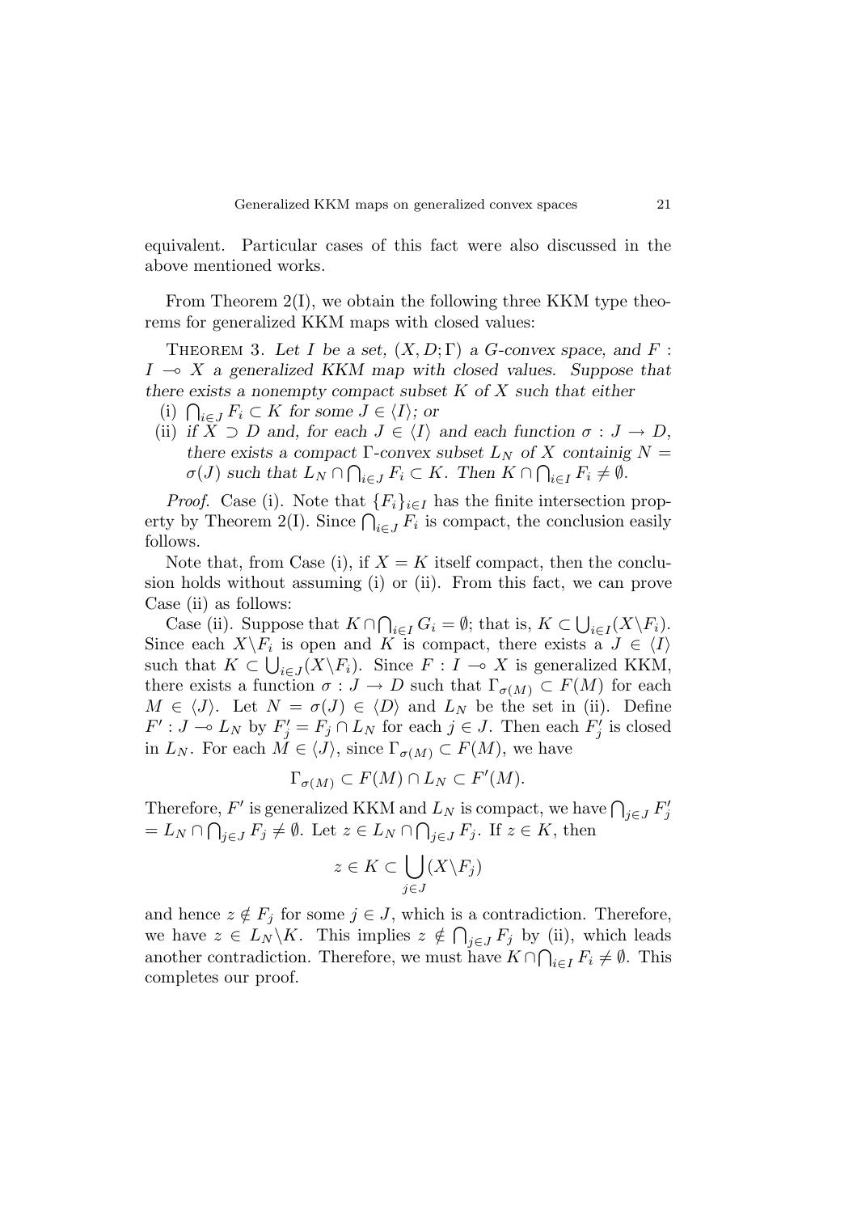equivalent. Particular cases of this fact were also discussed in the above mentioned works.

From Theorem 2(I), we obtain the following three KKM type theorems for generalized KKM maps with closed values:

THEOREM 3. *Let $I$ be a set, $(X, D; \Gamma)$ a G-convex space, and $F : I \multimap X$ a generalized KKM map with closed values. Suppose that there exists a nonempty compact subset $K$ of $X$ such that either*

(i) *$\bigcap_{i \in J} F_i \subset K$ for some $J \in \langle I \rangle$; or*

(ii) *if $X \supset D$ and, for each $J \in \langle I \rangle$ and each function $\sigma : J \to D$, there exists a compact $\Gamma$-convex subset $L_N$ of $X$ containig $N = \sigma(J)$ such that $L_N \cap \bigcap_{i \in J} F_i \subset K$. Then $K \cap \bigcap_{i \in I} F_i \neq \emptyset$.*

*Proof.* Case (i). Note that $\{F_i\}_{i \in I}$ has the finite intersection property by Theorem 2(I). Since $\bigcap_{i \in J} F_i$ is compact, the conclusion easily follows.

Note that, from Case (i), if $X = K$ itself compact, then the conclusion holds without assuming (i) or (ii). From this fact, we can prove Case (ii) as follows:

Case (ii). Suppose that $K \cap \bigcap_{i \in I} G_i = \emptyset$; that is, $K \subset \bigcup_{i \in I} (X \backslash F_i)$. Since each $X \backslash F_i$ is open and $K$ is compact, there exists a $J \in \langle I \rangle$ such that $K \subset \bigcup_{i \in J} (X \backslash F_i)$. Since $F : I \multimap X$ is generalized KKM, there exists a function $\sigma : J \to D$ such that $\Gamma_{\sigma(M)} \subset F(M)$ for each $M \in \langle J \rangle$. Let $N = \sigma(J) \in \langle D \rangle$ and $L_N$ be the set in (ii). Define $F' : J \multimap L_N$ by $F'_j = F_j \cap L_N$ for each $j \in J$. Then each $F'_j$ is closed in $L_N$. For each $M \in \langle J \rangle$, since $\Gamma_{\sigma(M)} \subset F(M)$, we have

$$\Gamma_{\sigma(M)} \subset F(M) \cap L_N \subset F'(M).$$

Therefore, $F'$ is generalized KKM and $L_N$ is compact, we have $\bigcap_{j \in J} F'_j = L_N \cap \bigcap_{j \in J} F_j \neq \emptyset$. Let $z \in L_N \cap \bigcap_{j \in J} F_j$. If $z \in K$, then

$$z \in K \subset \bigcup_{j \in J} (X \backslash F_j)$$

and hence $z \notin F_j$ for some $j \in J$, which is a contradiction. Therefore, we have $z \in L_N \backslash K$. This implies $z \notin \bigcap_{j \in J} F_j$ by (ii), which leads another contradiction. Therefore, we must have $K \cap \bigcap_{i \in I} F_i \neq \emptyset$. This completes our proof.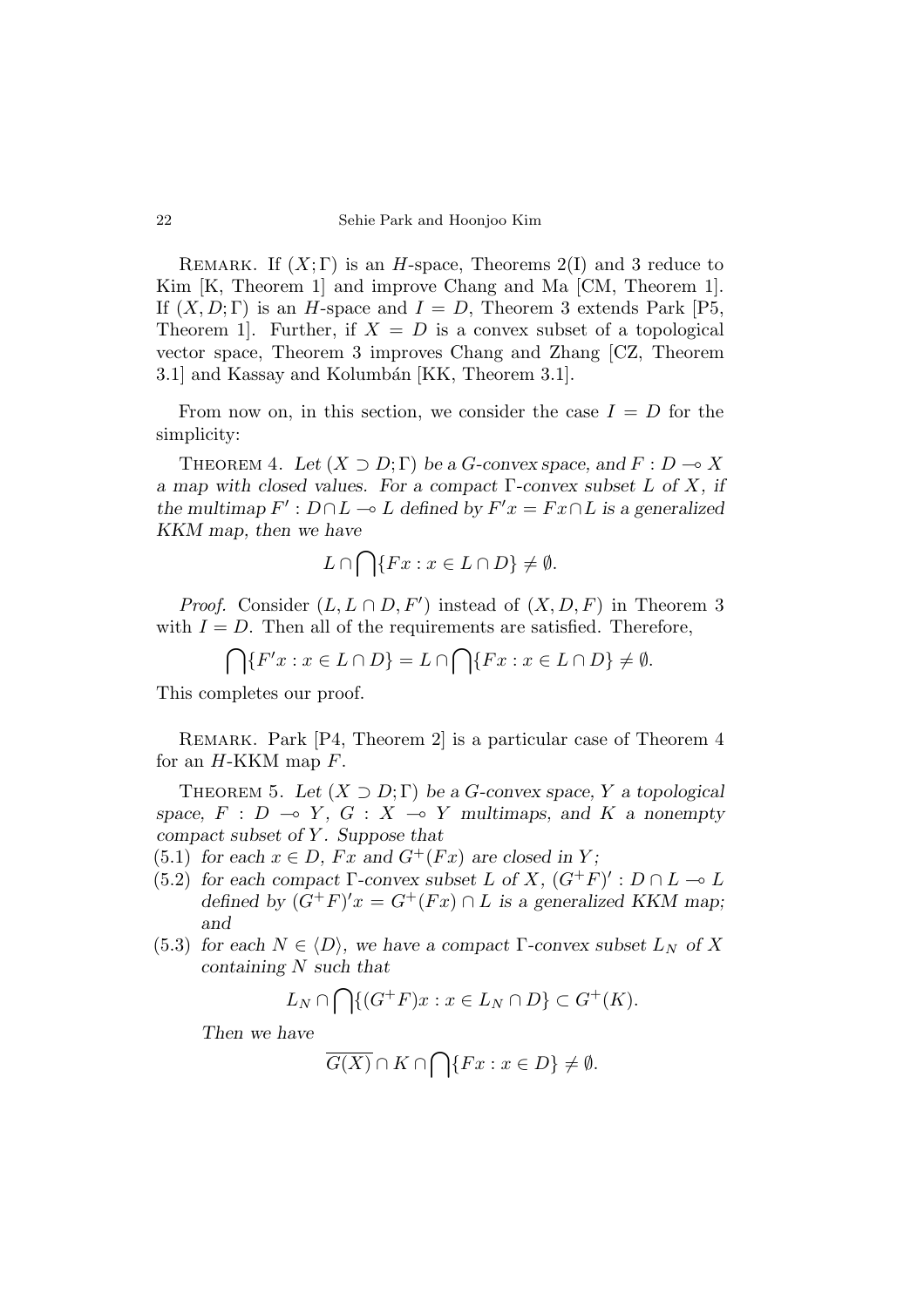Remark. If $(X; \Gamma)$ is an $H$-space, Theorems 2(I) and 3 reduce to Kim [K, Theorem 1] and improve Chang and Ma [CM, Theorem 1]. If $(X, D; \Gamma)$ is an $H$-space and $I = D$, Theorem 3 extends Park [P5, Theorem 1]. Further, if $X = D$ is a convex subset of a topological vector space, Theorem 3 improves Chang and Zhang [CZ, Theorem 3.1] and Kassay and Kolumbán [KK, Theorem 3.1].

From now on, in this section, we consider the case $I = D$ for the simplicity:

Theorem 4. *Let $(X \supset D; \Gamma)$ be a $G$-convex space, and $F : D \multimap X$ a map with closed values. For a compact $\Gamma$-convex subset $L$ of $X$, if the multimap $F' : D \cap L \multimap L$ defined by $F'x = Fx \cap L$ is a generalized KKM map, then we have*

$$L \cap \bigcap \{Fx : x \in L \cap D\} \neq \emptyset.$$

*Proof.* Consider $(L, L \cap D, F')$ instead of $(X, D, F)$ in Theorem 3 with $I = D$. Then all of the requirements are satisfied. Therefore,

$$\bigcap \{F'x : x \in L \cap D\} = L \cap \bigcap \{Fx : x \in L \cap D\} \neq \emptyset.$$

This completes our proof.

Remark. Park [P4, Theorem 2] is a particular case of Theorem 4 for an $H$-KKM map $F$.

Theorem 5. *Let $(X \supset D; \Gamma)$ be a $G$-convex space, $Y$ a topological space, $F : D \multimap Y$, $G : X \multimap Y$ multimaps, and $K$ a nonempty compact subset of $Y$. Suppose that*

(5.1) *for each $x \in D$, $Fx$ and $G^+(Fx)$ are closed in $Y$;*

(5.2) *for each compact $\Gamma$-convex subset $L$ of $X$, $(G^+F)' : D \cap L \multimap L$ defined by $(G^+F)'x = G^+(Fx) \cap L$ is a generalized KKM map; and*

(5.3) *for each $N \in \langle D \rangle$, we have a compact $\Gamma$-convex subset $L_N$ of $X$ containing $N$ such that*

$$L_N \cap \bigcap \{(G^+F)x : x \in L_N \cap D\} \subset G^+(K).$$

*Then we have*

$$\overline{G(X)} \cap K \cap \bigcap \{Fx : x \in D\} \neq \emptyset.$$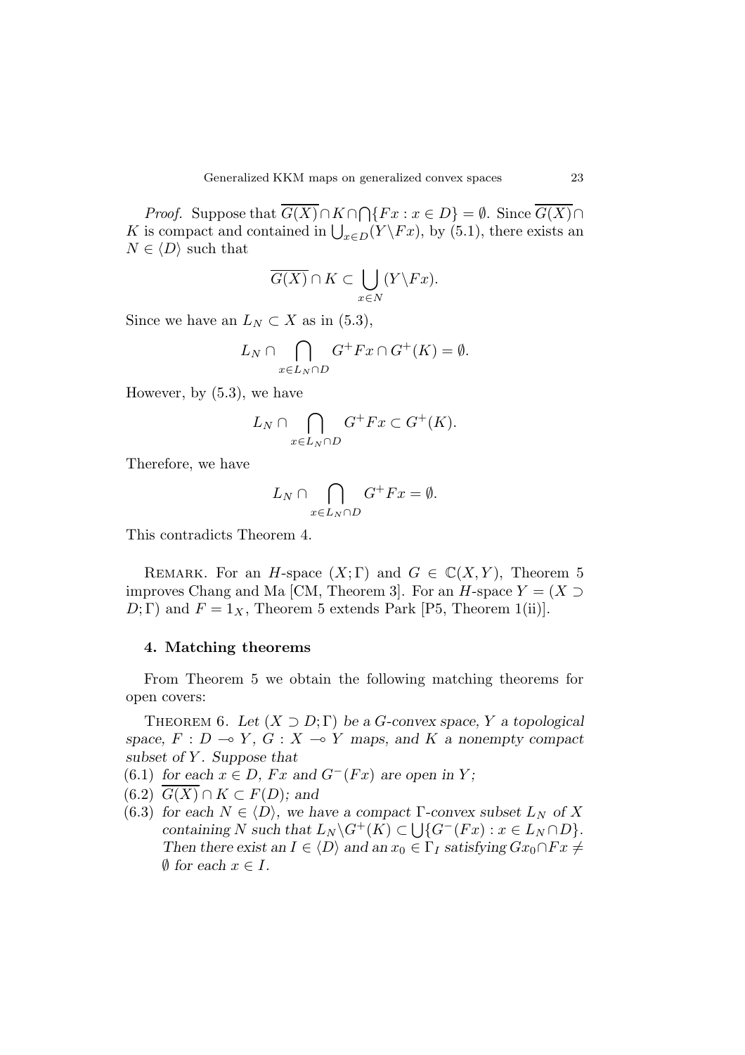*Proof.* Suppose that $\overline{G(X)} \cap K \cap \bigcap\{Fx : x \in D\} = \emptyset$. Since $\overline{G(X)} \cap K$ is compact and contained in $\bigcup_{x\in D}(Y \backslash Fx)$, by (5.1), there exists an $N \in \langle D\rangle$ such that

$$\overline{G(X)} \cap K \subset \bigcup_{x\in N}(Y \backslash Fx).$$

Since we have an $L_N \subset X$ as in (5.3),

$$L_N \cap \bigcap_{x\in L_N \cap D} G^+Fx \cap G^+(K) = \emptyset.$$

However, by (5.3), we have

$$L_N \cap \bigcap_{x\in L_N \cap D} G^+Fx \subset G^+(K).$$

Therefore, we have

$$L_N \cap \bigcap_{x\in L_N \cap D} G^+Fx = \emptyset.$$

This contradicts Theorem 4.

REMARK. For an $H$-space $(X;\Gamma)$ and $G \in \mathbb{C}(X, Y)$, Theorem 5 improves Chang and Ma [CM, Theorem 3]. For an $H$-space $Y = (X \supset D;\Gamma)$ and $F = 1_X$, Theorem 5 extends Park [P5, Theorem 1(ii)].

## 4. Matching theorems

From Theorem 5 we obtain the following matching theorems for open covers:

THEOREM 6. *Let $(X \supset D;\Gamma)$ be a $G$-convex space, $Y$ a topological space, $F : D \multimap Y$, $G : X \multimap Y$ maps, and $K$ a nonempty compact subset of $Y$. Suppose that*

(6.1) *for each $x \in D$, $Fx$ and $G^-(Fx)$ are open in $Y$;*
(6.2) *$\overline{G(X)} \cap K \subset F(D)$; and*
(6.3) *for each $N \in \langle D\rangle$, we have a compact $\Gamma$-convex subset $L_N$ of $X$ containing $N$ such that $L_N \backslash G^+(K) \subset \bigcup\{G^-(Fx) : x \in L_N \cap D\}$. Then there exist an $I \in \langle D\rangle$ and an $x_0 \in \Gamma_I$ satisfying $Gx_0 \cap Fx \neq \emptyset$ for each $x \in I$.*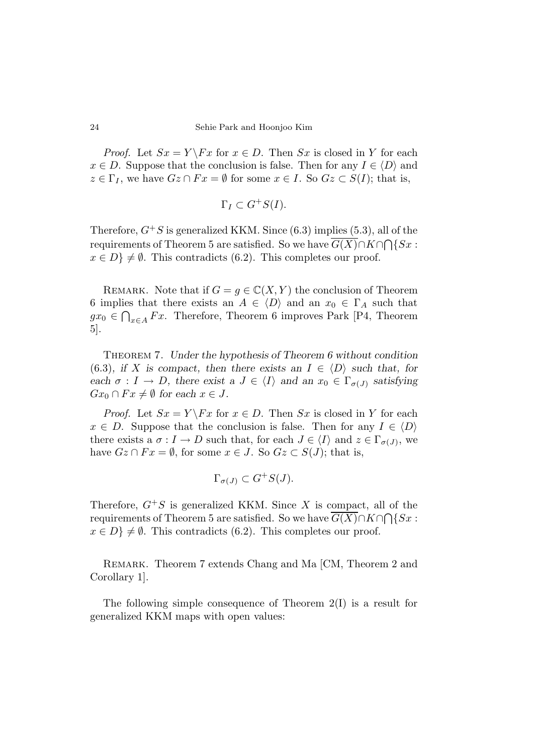*Proof.* Let $Sx = Y \setminus Fx$ for $x \in D$. Then $Sx$ is closed in $Y$ for each $x \in D$. Suppose that the conclusion is false. Then for any $I \in \langle D \rangle$ and $z \in \Gamma_I$, we have $Gz \cap Fx = \emptyset$ for some $x \in I$. So $Gz \subset S(I)$; that is,

$$\Gamma_I \subset G^+ S(I).$$

Therefore, $G^+S$ is generalized KKM. Since (6.3) implies (5.3), all of the requirements of Theorem 5 are satisfied. So we have $\overline{G(X)} \cap K \cap \bigcap \{Sx : x \in D\} \neq \emptyset$. This contradicts (6.2). This completes our proof.

REMARK. Note that if $G = g \in \mathbb{C}(X, Y)$ the conclusion of Theorem 6 implies that there exists an $A \in \langle D \rangle$ and an $x_0 \in \Gamma_A$ such that $gx_0 \in \bigcap_{x \in A} Fx$. Therefore, Theorem 6 improves Park [P4, Theorem 5].

THEOREM 7. *Under the hypothesis of Theorem 6 without condition (6.3), if $X$ is compact, then there exists an $I \in \langle D \rangle$ such that, for each $\sigma : I \to D$, there exist a $J \in \langle I \rangle$ and an $x_0 \in \Gamma_{\sigma(J)}$ satisfying $Gx_0 \cap Fx \neq \emptyset$ for each $x \in J$.*

*Proof.* Let $Sx = Y \setminus Fx$ for $x \in D$. Then $Sx$ is closed in $Y$ for each $x \in D$. Suppose that the conclusion is false. Then for any $I \in \langle D \rangle$ there exists a $\sigma : I \to D$ such that, for each $J \in \langle I \rangle$ and $z \in \Gamma_{\sigma(J)}$, we have $Gz \cap Fx = \emptyset$, for some $x \in J$. So $Gz \subset S(J)$; that is,

$$\Gamma_{\sigma(J)} \subset G^+ S(J).$$

Therefore, $G^+S$ is generalized KKM. Since $X$ is compact, all of the requirements of Theorem 5 are satisfied. So we have $\overline{G(X)} \cap K \cap \bigcap \{Sx : x \in D\} \neq \emptyset$. This contradicts (6.2). This completes our proof.

REMARK. Theorem 7 extends Chang and Ma [CM, Theorem 2 and Corollary 1].

The following simple consequence of Theorem 2(I) is a result for generalized KKM maps with open values: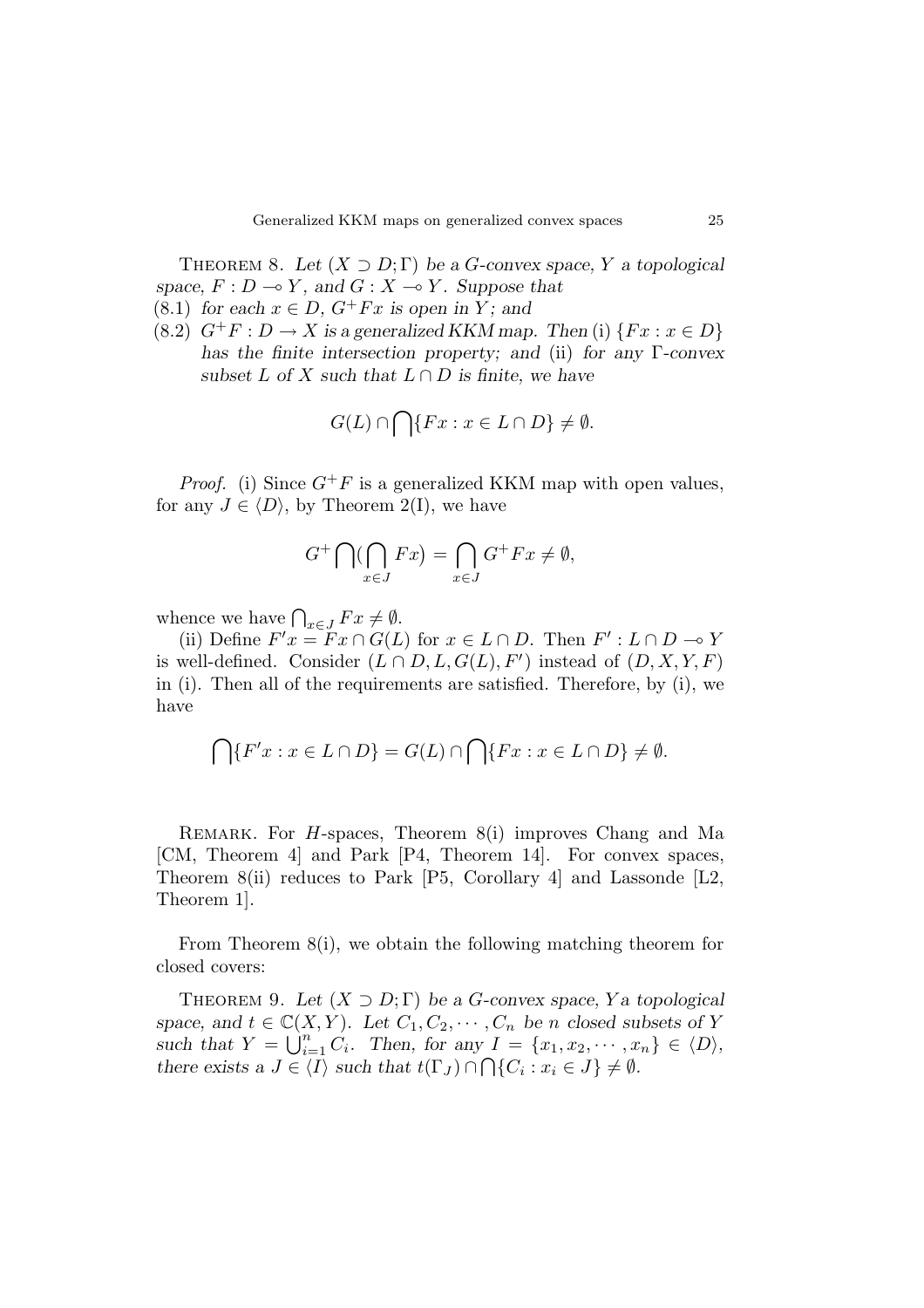THEOREM 8. *Let $(X \supset D; \Gamma)$ be a $G$-convex space, $Y$ a topological space, $F : D \multimap Y$, and $G : X \multimap Y$. Suppose that*

(8.1) *for each $x \in D$, $G^+Fx$ is open in $Y$; and*

(8.2) *$G^+F : D \to X$ is a generalized KKM map. Then* (i) *$\{Fx : x \in D\}$ has the finite intersection property; and* (ii) *for any $\Gamma$-convex subset $L$ of $X$ such that $L \cap D$ is finite, we have*

$$G(L) \cap \bigcap\{Fx : x \in L \cap D\} \neq \emptyset.$$

*Proof.* (i) Since $G^+F$ is a generalized KKM map with open values, for any $J \in \langle D \rangle$, by Theorem 2(I), we have

$$G^+ \bigcap\big(\bigcap_{x \in J} Fx\big) = \bigcap_{x \in J} G^+Fx \neq \emptyset,$$

whence we have $\bigcap_{x \in J} Fx \neq \emptyset$.

(ii) Define $F'x = Fx \cap G(L)$ for $x \in L \cap D$. Then $F' : L \cap D \multimap Y$ is well-defined. Consider $(L \cap D, L, G(L), F')$ instead of $(D, X, Y, F)$ in (i). Then all of the requirements are satisfied. Therefore, by (i), we have

$$\bigcap\{F'x : x \in L \cap D\} = G(L) \cap \bigcap\{Fx : x \in L \cap D\} \neq \emptyset.$$

REMARK. For $H$-spaces, Theorem 8(i) improves Chang and Ma [CM, Theorem 4] and Park [P4, Theorem 14]. For convex spaces, Theorem 8(ii) reduces to Park [P5, Corollary 4] and Lassonde [L2, Theorem 1].

From Theorem 8(i), we obtain the following matching theorem for closed covers:

THEOREM 9. *Let $(X \supset D; \Gamma)$ be a $G$-convex space, $Y$ a topological space, and $t \in \mathbb{C}(X, Y)$. Let $C_1, C_2, \cdots, C_n$ be $n$ closed subsets of $Y$ such that $Y = \bigcup_{i=1}^n C_i$. Then, for any $I = \{x_1, x_2, \cdots, x_n\} \in \langle D \rangle$, there exists a $J \in \langle I \rangle$ such that $t(\Gamma_J) \cap \bigcap\{C_i : x_i \in J\} \neq \emptyset$.*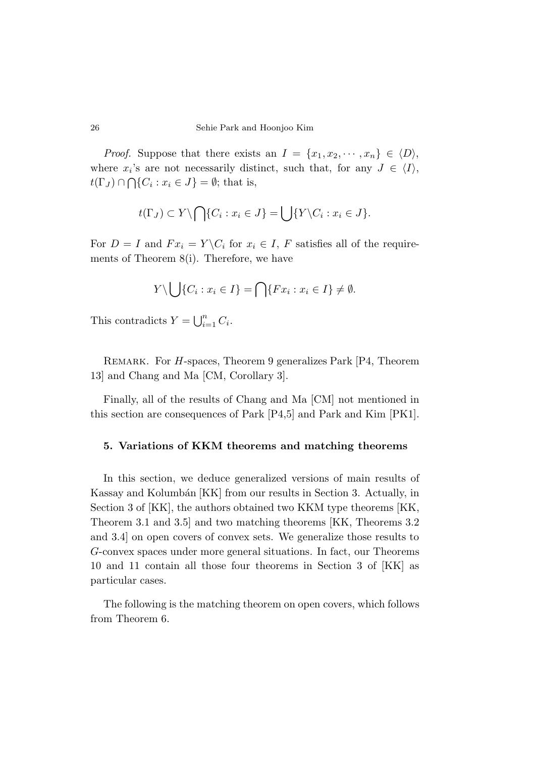*Proof.* Suppose that there exists an $I = \{x_1, x_2, \cdots, x_n\} \in \langle D \rangle$, where $x_i$'s are not necessarily distinct, such that, for any $J \in \langle I \rangle$, $t(\Gamma_J) \cap \bigcap\{C_i : x_i \in J\} = \emptyset$; that is,

$$t(\Gamma_J) \subset Y \backslash \bigcap\{C_i : x_i \in J\} = \bigcup\{Y \backslash C_i : x_i \in J\}.$$

For $D = I$ and $Fx_i = Y \backslash C_i$ for $x_i \in I$, $F$ satisfies all of the requirements of Theorem 8(i). Therefore, we have

$$Y \backslash \bigcup\{C_i : x_i \in I\} = \bigcap\{Fx_i : x_i \in I\} \neq \emptyset.$$

This contradicts $Y = \bigcup_{i=1}^{n} C_i$.

Remark. For $H$-spaces, Theorem 9 generalizes Park [P4, Theorem 13] and Chang and Ma [CM, Corollary 3].

Finally, all of the results of Chang and Ma [CM] not mentioned in this section are consequences of Park [P4,5] and Park and Kim [PK1].

## 5. Variations of KKM theorems and matching theorems

In this section, we deduce generalized versions of main results of Kassay and Kolumbán [KK] from our results in Section 3. Actually, in Section 3 of [KK], the authors obtained two KKM type theorems [KK, Theorem 3.1 and 3.5] and two matching theorems [KK, Theorems 3.2 and 3.4] on open covers of convex sets. We generalize those results to $G$-convex spaces under more general situations. In fact, our Theorems 10 and 11 contain all those four theorems in Section 3 of [KK] as particular cases.

The following is the matching theorem on open covers, which follows from Theorem 6.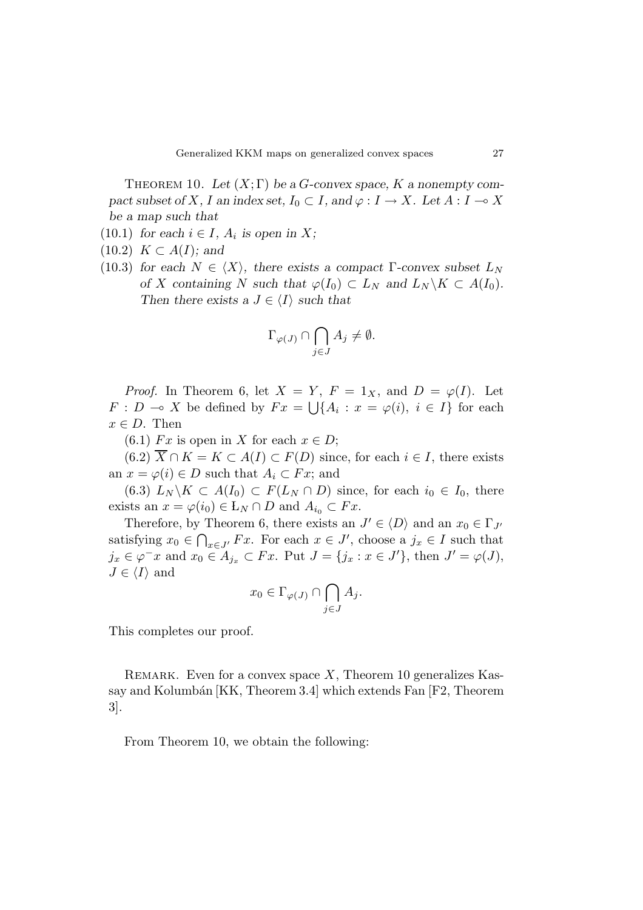THEOREM 10. *Let $(X;\Gamma)$ be a $G$-convex space, $K$ a nonempty compact subset of $X$, $I$ an index set, $I_0 \subset I$, and $\varphi : I \to X$. Let $A : I \multimap X$ be a map such that*

(10.1) *for each $i \in I$, $A_i$ is open in $X$;*

(10.2) *$K \subset A(I)$; and*

(10.3) *for each $N \in \langle X \rangle$, there exists a compact $\Gamma$-convex subset $L_N$ of $X$ containing $N$ such that $\varphi(I_0) \subset L_N$ and $L_N \backslash K \subset A(I_0)$. Then there exists a $J \in \langle I \rangle$ such that*

$$\Gamma_{\varphi(J)} \cap \bigcap_{j \in J} A_j \neq \emptyset.$$

*Proof.* In Theorem 6, let $X = Y$, $F = 1_X$, and $D = \varphi(I)$. Let $F : D \multimap X$ be defined by $Fx = \bigcup\{A_i : x = \varphi(i),\ i \in I\}$ for each $x \in D$. Then

(6.1) $Fx$ is open in $X$ for each $x \in D$;

(6.2) $\overline{X} \cap K = K \subset A(I) \subset F(D)$ since, for each $i \in I$, there exists an $x = \varphi(i) \in D$ such that $A_i \subset Fx$; and

(6.3) $L_N \backslash K \subset A(I_0) \subset F(L_N \cap D)$ since, for each $i_0 \in I_0$, there exists an $x = \varphi(i_0) \in L_N \cap D$ and $A_{i_0} \subset Fx$.

Therefore, by Theorem 6, there exists an $J' \in \langle D \rangle$ and an $x_0 \in \Gamma_{J'}$ satisfying $x_0 \in \bigcap_{x \in J'} Fx$. For each $x \in J'$, choose a $j_x \in I$ such that $j_x \in \varphi^{-}x$ and $x_0 \in A_{j_x} \subset Fx$. Put $J = \{j_x : x \in J'\}$, then $J' = \varphi(J)$, $J \in \langle I \rangle$ and

$$x_0 \in \Gamma_{\varphi(J)} \cap \bigcap_{j \in J} A_j.$$

This completes our proof.

REMARK. Even for a convex space $X$, Theorem 10 generalizes Kassay and Kolumbán [KK, Theorem 3.4] which extends Fan [F2, Theorem 3].

From Theorem 10, we obtain the following: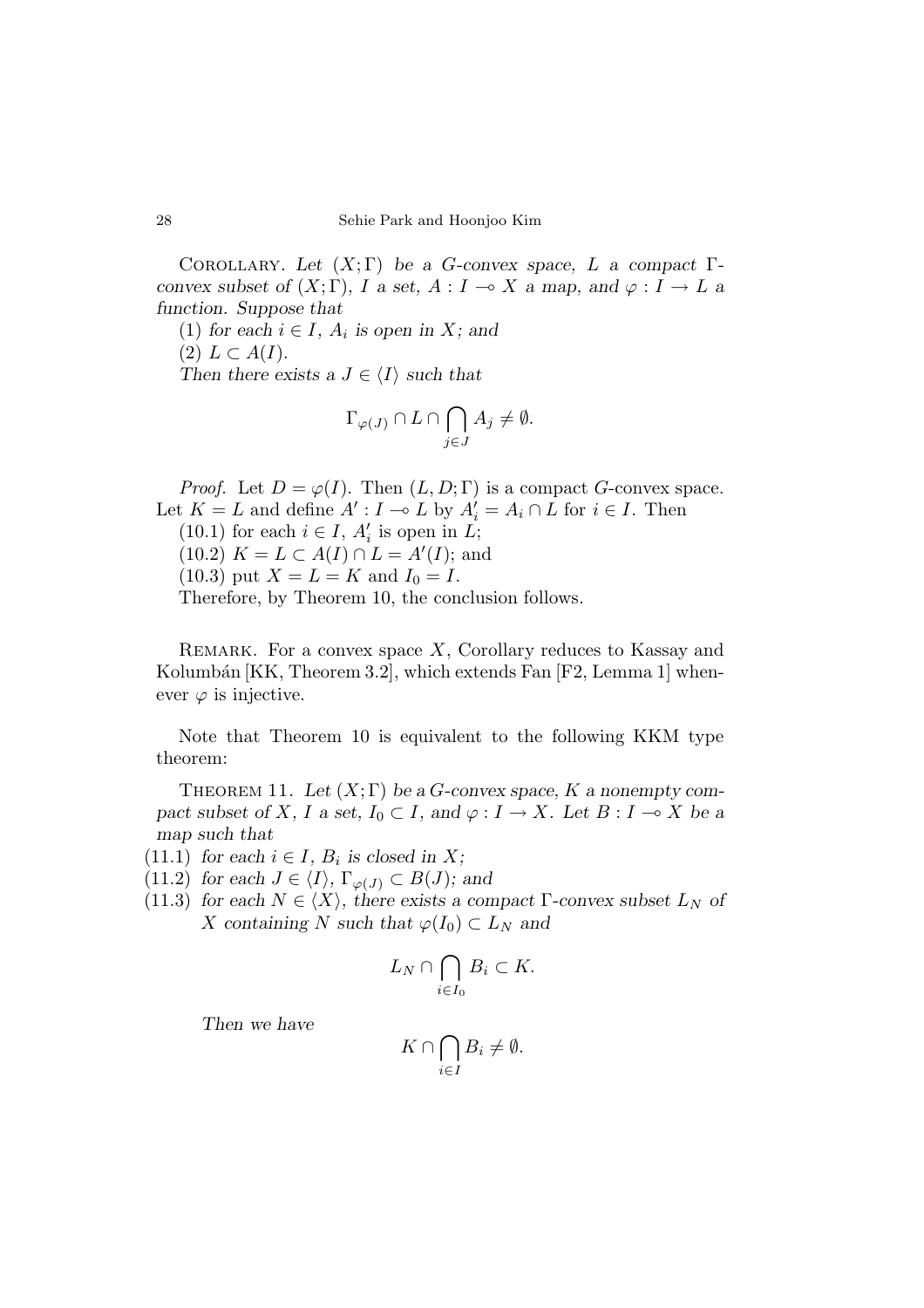Corollary. *Let $(X;\Gamma)$ be a $G$-convex space, $L$ a compact $\Gamma$-convex subset of $(X;\Gamma)$, $I$ a set, $A : I \multimap X$ a map, and $\varphi : I \to L$ a function. Suppose that*

(1) *for each $i \in I$, $A_i$ is open in $X$; and*

(2) *$L \subset A(I)$.*

*Then there exists a $J \in \langle I \rangle$ such that*

$$\Gamma_{\varphi(J)} \cap L \cap \bigcap_{j \in J} A_j \neq \emptyset.$$

*Proof.* Let $D = \varphi(I)$. Then $(L, D; \Gamma)$ is a compact $G$-convex space. Let $K = L$ and define $A' : I \multimap L$ by $A'_i = A_i \cap L$ for $i \in I$. Then

(10.1) for each $i \in I$, $A'_i$ is open in $L$;

(10.2) $K = L \subset A(I) \cap L = A'(I)$; and

(10.3) put $X = L = K$ and $I_0 = I$.

Therefore, by Theorem 10, the conclusion follows.

Remark. For a convex space $X$, Corollary reduces to Kassay and Kolumbán [KK, Theorem 3.2], which extends Fan [F2, Lemma 1] whenever $\varphi$ is injective.

Note that Theorem 10 is equivalent to the following KKM type theorem:

Theorem 11. *Let $(X;\Gamma)$ be a $G$-convex space, $K$ a nonempty compact subset of $X$, $I$ a set, $I_0 \subset I$, and $\varphi : I \to X$. Let $B : I \multimap X$ be a map such that*

(11.1) *for each $i \in I$, $B_i$ is closed in $X$;*

(11.2) *for each $J \in \langle I \rangle$, $\Gamma_{\varphi(J)} \subset B(J)$; and*

(11.3) *for each $N \in \langle X \rangle$, there exists a compact $\Gamma$-convex subset $L_N$ of $X$ containing $N$ such that $\varphi(I_0) \subset L_N$ and*

$$L_N \cap \bigcap_{i \in I_0} B_i \subset K.$$

*Then we have*

$$K \cap \bigcap_{i \in I} B_i \neq \emptyset.$$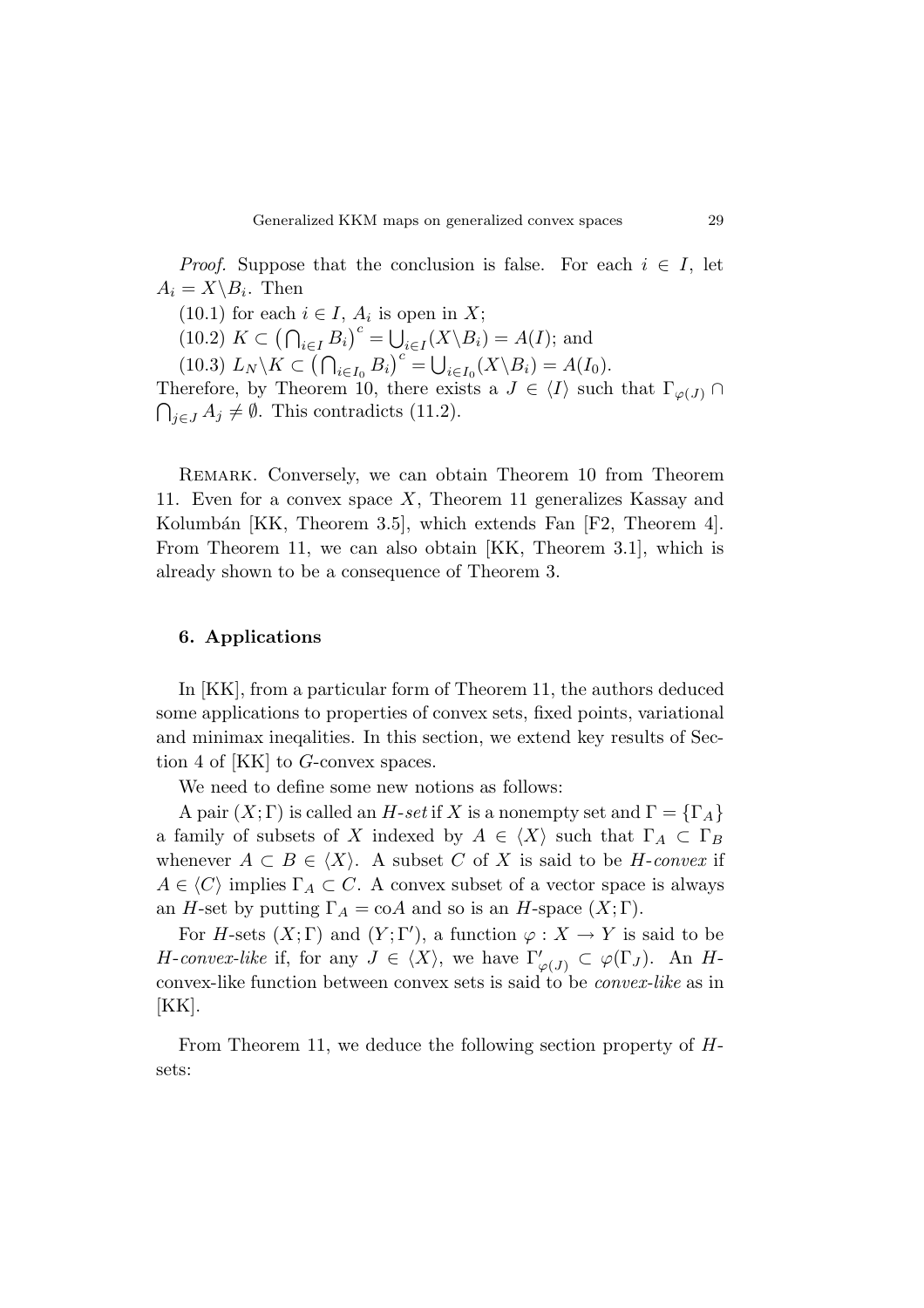*Proof.* Suppose that the conclusion is false. For each $i \in I$, let $A_i = X \backslash B_i$. Then

(10.1) for each $i \in I$, $A_i$ is open in $X$;

(10.2) $K \subset \left(\bigcap_{i\in I} B_i\right)^c = \bigcup_{i\in I}(X\backslash B_i) = A(I)$; and

(10.3) $L_N \backslash K \subset \left(\bigcap_{i\in I_0} B_i\right)^c = \bigcup_{i\in I_0}(X\backslash B_i) = A(I_0)$.

Therefore, by Theorem 10, there exists a $J \in \langle I \rangle$ such that $\Gamma_{\varphi(J)} \cap \bigcap_{j\in J} A_j \neq \emptyset$. This contradicts (11.2).

Remark. Conversely, we can obtain Theorem 10 from Theorem 11. Even for a convex space $X$, Theorem 11 generalizes Kassay and Kolumbán [KK, Theorem 3.5], which extends Fan [F2, Theorem 4]. From Theorem 11, we can also obtain [KK, Theorem 3.1], which is already shown to be a consequence of Theorem 3.

## 6. Applications

In [KK], from a particular form of Theorem 11, the authors deduced some applications to properties of convex sets, fixed points, variational and minimax ineqalities. In this section, we extend key results of Section 4 of [KK] to $G$-convex spaces.

We need to define some new notions as follows:

A pair $(X;\Gamma)$ is called an *H-set* if $X$ is a nonempty set and $\Gamma = \{\Gamma_A\}$ a family of subsets of $X$ indexed by $A \in \langle X \rangle$ such that $\Gamma_A \subset \Gamma_B$ whenever $A \subset B \in \langle X \rangle$. A subset $C$ of $X$ is said to be *H-convex* if $A \in \langle C \rangle$ implies $\Gamma_A \subset C$. A convex subset of a vector space is always an $H$-set by putting $\Gamma_A = \text{co}A$ and so is an $H$-space $(X;\Gamma)$.

For $H$-sets $(X;\Gamma)$ and $(Y;\Gamma')$, a function $\varphi : X \to Y$ is said to be *H-convex-like* if, for any $J \in \langle X \rangle$, we have $\Gamma'_{\varphi(J)} \subset \varphi(\Gamma_J)$. An $H$-convex-like function between convex sets is said to be *convex-like* as in [KK].

From Theorem 11, we deduce the following section property of $H$-sets: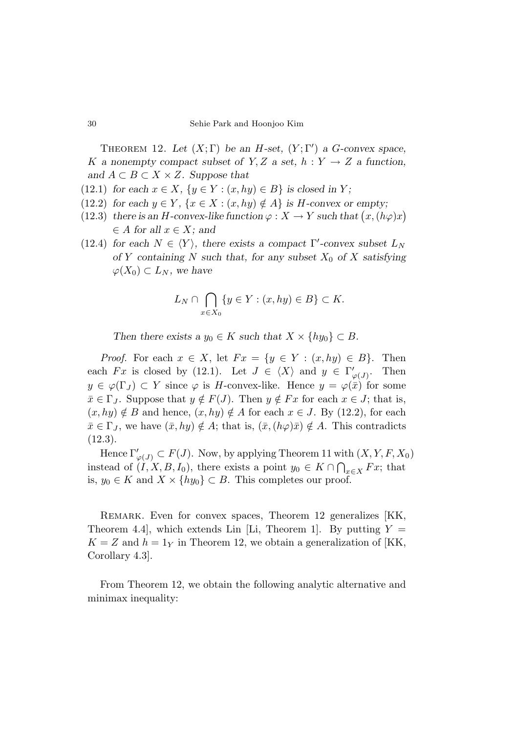THEOREM 12. *Let $(X;\Gamma)$ be an $H$-set, $(Y;\Gamma')$ a $G$-convex space, $K$ a nonempty compact subset of $Y, Z$ a set, $h : Y \to Z$ a function, and $A \subset B \subset X \times Z$. Suppose that*

(12.1) *for each $x \in X$, $\{y \in Y : (x, hy) \in B\}$ is closed in $Y$;*

(12.2) *for each $y \in Y$, $\{x \in X : (x, hy) \notin A\}$ is $H$-convex or empty;*

(12.3) *there is an $H$-convex-like function $\varphi : X \to Y$ such that $\big(x, (h\varphi)x\big) \in A$ for all $x \in X$; and*

(12.4) *for each $N \in \langle Y \rangle$, there exists a compact $\Gamma'$-convex subset $L_N$ of $Y$ containing $N$ such that, for any subset $X_0$ of $X$ satisfying $\varphi(X_0) \subset L_N$, we have*

$$L_N \cap \bigcap_{x \in X_0} \{y \in Y : (x, hy) \in B\} \subset K.$$

*Then there exists a $y_0 \in K$ such that $X \times \{hy_0\} \subset B$.*

*Proof.* For each $x \in X$, let $Fx = \{y \in Y : (x, hy) \in B\}$. Then each $Fx$ is closed by (12.1). Let $J \in \langle X \rangle$ and $y \in \Gamma'_{\varphi(J)}$. Then $y \in \varphi(\Gamma_J) \subset Y$ since $\varphi$ is $H$-convex-like. Hence $y = \varphi(\bar{x})$ for some $\bar{x} \in \Gamma_J$. Suppose that $y \notin F(J)$. Then $y \notin Fx$ for each $x \in J$; that is, $(x, hy) \notin B$ and hence, $(x, hy) \notin A$ for each $x \in J$. By (12.2), for each $\bar{x} \in \Gamma_J$, we have $(\bar{x}, hy) \notin A$; that is, $(\bar{x}, (h\varphi)\bar{x}) \notin A$. This contradicts (12.3).

Hence $\Gamma'_{\varphi(J)} \subset F(J)$. Now, by applying Theorem 11 with $(X, Y, F, X_0)$ instead of $(I, X, B, I_0)$, there exists a point $y_0 \in K \cap \bigcap_{x \in X} Fx$; that is, $y_0 \in K$ and $X \times \{hy_0\} \subset B$. This completes our proof.

REMARK. Even for convex spaces, Theorem 12 generalizes [KK, Theorem 4.4], which extends Lin [Li, Theorem 1]. By putting $Y = K = Z$ and $h = 1_Y$ in Theorem 12, we obtain a generalization of [KK, Corollary 4.3].

From Theorem 12, we obtain the following analytic alternative and minimax inequality: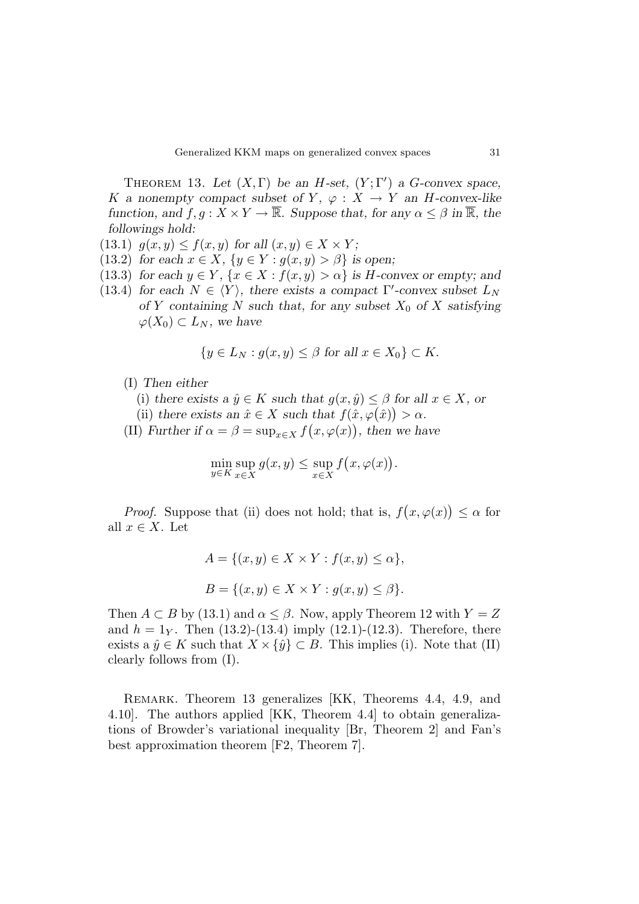THEOREM 13. *Let $(X, \Gamma)$ be an $H$-set, $(Y; \Gamma')$ a $G$-convex space, $K$ a nonempty compact subset of $Y$, $\varphi : X \to Y$ an $H$-convex-like function, and $f, g : X \times Y \to \overline{\mathbb{R}}$. Suppose that, for any $\alpha \le \beta$ in $\overline{\mathbb{R}}$, the followings hold:*

(13.1) $g(x, y) \le f(x, y)$ *for all* $(x, y) \in X \times Y$;

(13.2) *for each* $x \in X$, $\{y \in Y : g(x, y) > \beta\}$ *is open;*

(13.3) *for each* $y \in Y$, $\{x \in X : f(x, y) > \alpha\}$ *is $H$-convex or empty; and*

(13.4) *for each* $N \in \langle Y \rangle$, *there exists a compact $\Gamma'$-convex subset $L_N$ of $Y$ containing $N$ such that, for any subset $X_0$ of $X$ satisfying $\varphi(X_0) \subset L_N$, we have*

$$\{y \in L_N : g(x, y) \le \beta \text{ for all } x \in X_0\} \subset K.$$

(I) *Then either*

(i) *there exists a $\hat{y} \in K$ such that $g(x, \hat{y}) \le \beta$ for all $x \in X$, or*

(ii) *there exists an $\hat{x} \in X$ such that $f(\hat{x}, \varphi(\hat{x})) > \alpha$.*

(II) *Further if $\alpha = \beta = \sup_{x \in X} f(x, \varphi(x))$, then we have*

$$\min_{y \in K} \sup_{x \in X} g(x, y) \le \sup_{x \in X} f\big(x, \varphi(x)\big).$$

*Proof.* Suppose that (ii) does not hold; that is, $f\big(x, \varphi(x)\big) \le \alpha$ for all $x \in X$. Let

$$A = \{(x, y) \in X \times Y : f(x, y) \le \alpha\},$$

$$B = \{(x, y) \in X \times Y : g(x, y) \le \beta\}.$$

Then $A \subset B$ by (13.1) and $\alpha \le \beta$. Now, apply Theorem 12 with $Y = Z$ and $h = 1_Y$. Then (13.2)-(13.4) imply (12.1)-(12.3). Therefore, there exists a $\hat{y} \in K$ such that $X \times \{\hat{y}\} \subset B$. This implies (i). Note that (II) clearly follows from (I).

REMARK. Theorem 13 generalizes [KK, Theorems 4.4, 4.9, and 4.10]. The authors applied [KK, Theorem 4.4] to obtain generalizations of Browder's variational inequality [Br, Theorem 2] and Fan's best approximation theorem [F2, Theorem 7].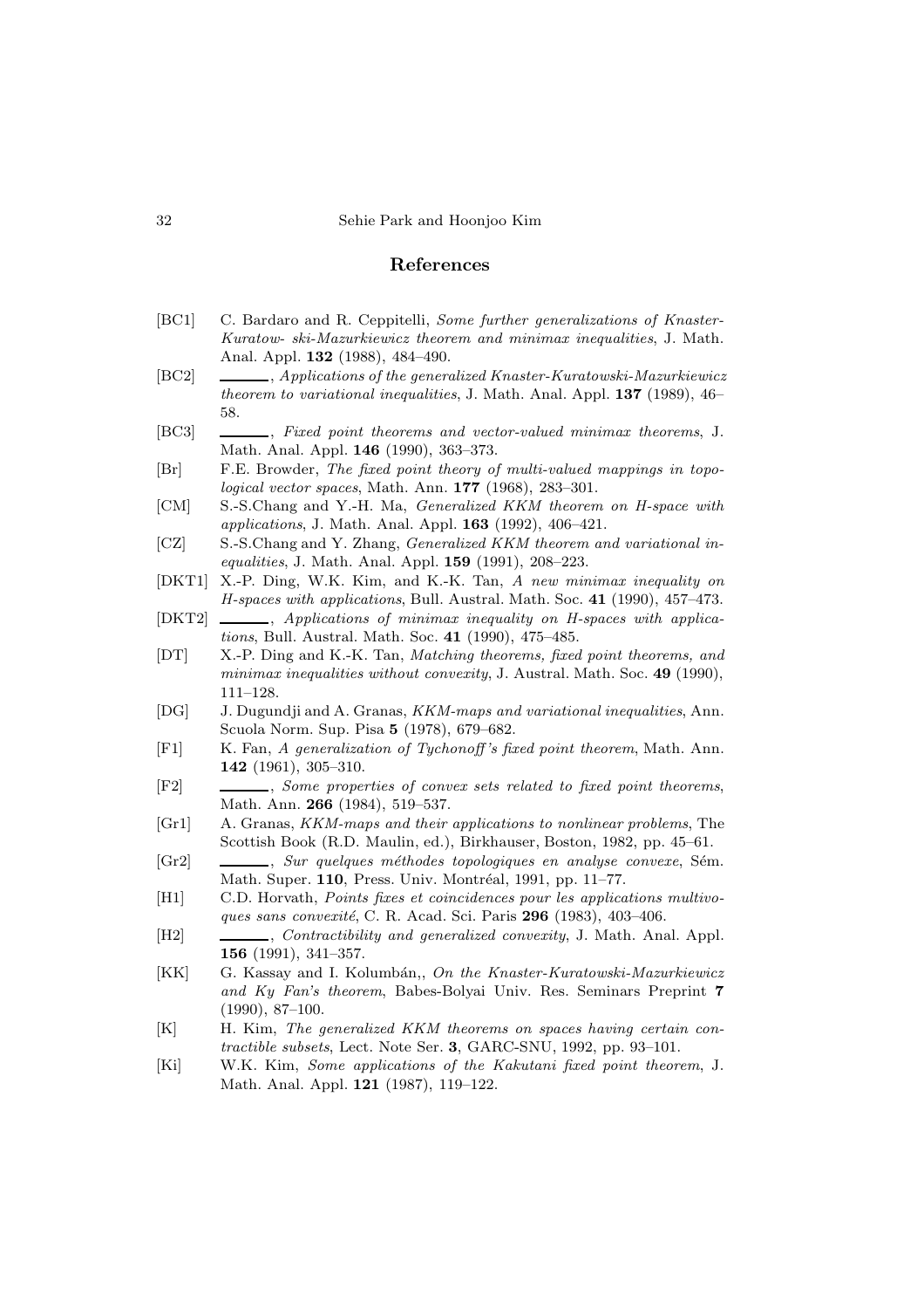## References

[BC1] C. Bardaro and R. Ceppitelli, *Some further generalizations of Knaster-Kuratow- ski-Mazurkiewicz theorem and minimax inequalities*, J. Math. Anal. Appl. **132** (1988), 484–490.

[BC2] ______, *Applications of the generalized Knaster-Kuratowski-Mazurkiewicz theorem to variational inequalities*, J. Math. Anal. Appl. **137** (1989), 46–58.

[BC3] ______, *Fixed point theorems and vector-valued minimax theorems*, J. Math. Anal. Appl. **146** (1990), 363–373.

[Br] F.E. Browder, *The fixed point theory of multi-valued mappings in topological vector spaces*, Math. Ann. **177** (1968), 283–301.

[CM] S.-S.Chang and Y.-H. Ma, *Generalized KKM theorem on H-space with applications*, J. Math. Anal. Appl. **163** (1992), 406–421.

[CZ] S.-S.Chang and Y. Zhang, *Generalized KKM theorem and variational inequalities*, J. Math. Anal. Appl. **159** (1991), 208–223.

[DKT1] X.-P. Ding, W.K. Kim, and K.-K. Tan, *A new minimax inequality on H-spaces with applications*, Bull. Austral. Math. Soc. **41** (1990), 457–473.

[DKT2] ______, *Applications of minimax inequality on H-spaces with applications*, Bull. Austral. Math. Soc. **41** (1990), 475–485.

[DT] X.-P. Ding and K.-K. Tan, *Matching theorems, fixed point theorems, and minimax inequalities without convexity*, J. Austral. Math. Soc. **49** (1990), 111–128.

[DG] J. Dugundji and A. Granas, *KKM-maps and variational inequalities*, Ann. Scuola Norm. Sup. Pisa **5** (1978), 679–682.

[F1] K. Fan, *A generalization of Tychonoff's fixed point theorem*, Math. Ann. **142** (1961), 305–310.

[F2] ______, *Some properties of convex sets related to fixed point theorems*, Math. Ann. **266** (1984), 519–537.

[Gr1] A. Granas, *KKM-maps and their applications to nonlinear problems*, The Scottish Book (R.D. Maulin, ed.), Birkhauser, Boston, 1982, pp. 45–61.

[Gr2] ______, *Sur quelques méthodes topologiques en analyse convexe*, Sém. Math. Super. **110**, Press. Univ. Montréal, 1991, pp. 11–77.

[H1] C.D. Horvath, *Points fixes et coincidences pour les applications multivoques sans convexité*, C. R. Acad. Sci. Paris **296** (1983), 403–406.

[H2] ______, *Contractibility and generalized convexity*, J. Math. Anal. Appl. **156** (1991), 341–357.

[KK] G. Kassay and I. Kolumbán,, *On the Knaster-Kuratowski-Mazurkiewicz and Ky Fan's theorem*, Babes-Bolyai Univ. Res. Seminars Preprint **7** (1990), 87–100.

[K] H. Kim, *The generalized KKM theorems on spaces having certain contractible subsets*, Lect. Note Ser. **3**, GARC-SNU, 1992, pp. 93–101.

[Ki] W.K. Kim, *Some applications of the Kakutani fixed point theorem*, J. Math. Anal. Appl. **121** (1987), 119–122.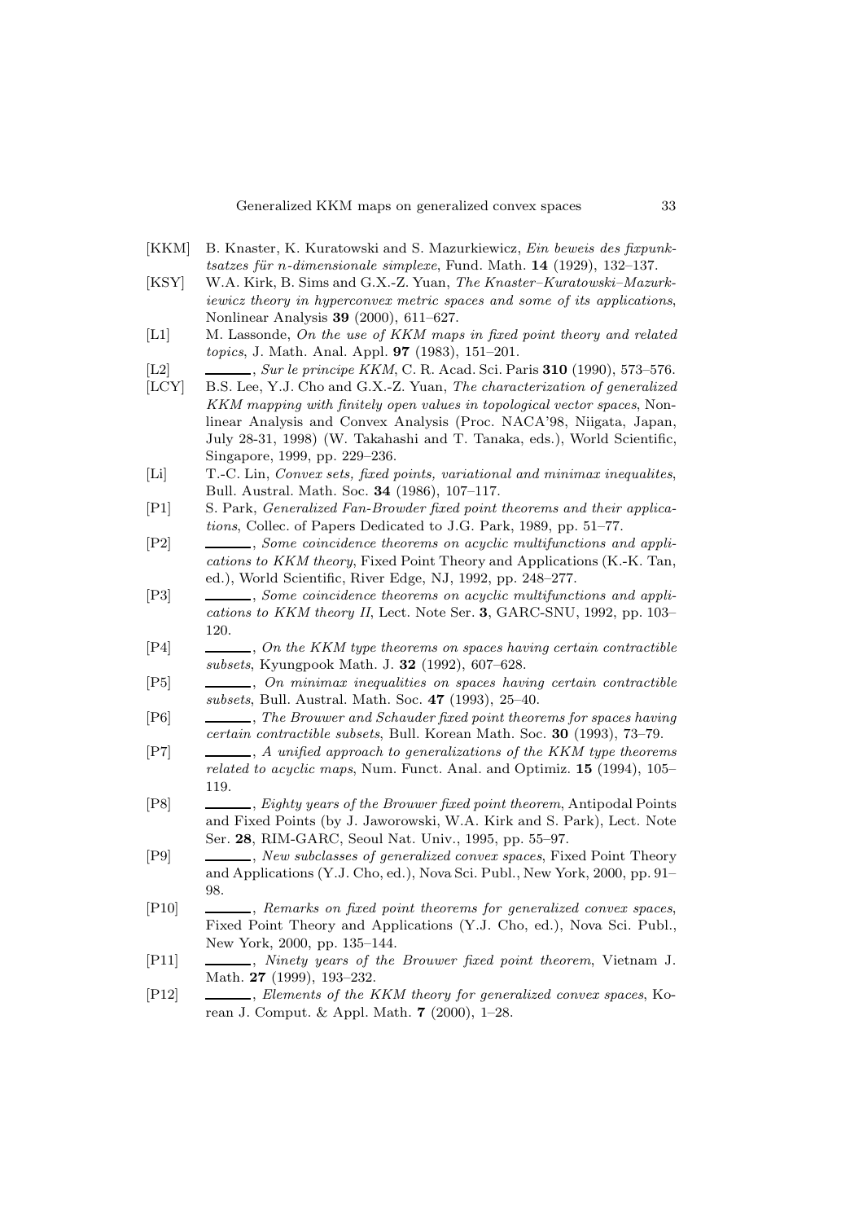[KKM] B. Knaster, K. Kuratowski and S. Mazurkiewicz, *Ein beweis des fixpunktsatzes für n-dimensionale simplexe*, Fund. Math. **14** (1929), 132–137.

[KSY] W.A. Kirk, B. Sims and G.X.-Z. Yuan, *The Knaster–Kuratowski–Mazurkiewicz theory in hyperconvex metric spaces and some of its applications*, Nonlinear Analysis **39** (2000), 611–627.

[L1] M. Lassonde, *On the use of KKM maps in fixed point theory and related topics*, J. Math. Anal. Appl. **97** (1983), 151–201.

[L2] ______, *Sur le principe KKM*, C. R. Acad. Sci. Paris **310** (1990), 573–576.

[LCY] B.S. Lee, Y.J. Cho and G.X.-Z. Yuan, *The characterization of generalized KKM mapping with finitely open values in topological vector spaces*, Nonlinear Analysis and Convex Analysis (Proc. NACA'98, Niigata, Japan, July 28-31, 1998) (W. Takahashi and T. Tanaka, eds.), World Scientific, Singapore, 1999, pp. 229–236.

[Li] T.-C. Lin, *Convex sets, fixed points, variational and minimax inequalites*, Bull. Austral. Math. Soc. **34** (1986), 107–117.

[P1] S. Park, *Generalized Fan-Browder fixed point theorems and their applications*, Collec. of Papers Dedicated to J.G. Park, 1989, pp. 51–77.

[P2] ______, *Some coincidence theorems on acyclic multifunctions and applications to KKM theory*, Fixed Point Theory and Applications (K.-K. Tan, ed.), World Scientific, River Edge, NJ, 1992, pp. 248–277.

[P3] ______, *Some coincidence theorems on acyclic multifunctions and applications to KKM theory II*, Lect. Note Ser. **3**, GARC-SNU, 1992, pp. 103–120.

[P4] ______, *On the KKM type theorems on spaces having certain contractible subsets*, Kyungpook Math. J. **32** (1992), 607–628.

[P5] ______, *On minimax inequalities on spaces having certain contractible subsets*, Bull. Austral. Math. Soc. **47** (1993), 25–40.

[P6] ______, *The Brouwer and Schauder fixed point theorems for spaces having certain contractible subsets*, Bull. Korean Math. Soc. **30** (1993), 73–79.

[P7] ______, *A unified approach to generalizations of the KKM type theorems related to acyclic maps*, Num. Funct. Anal. and Optimiz. **15** (1994), 105–119.

[P8] ______, *Eighty years of the Brouwer fixed point theorem*, Antipodal Points and Fixed Points (by J. Jaworowski, W.A. Kirk and S. Park), Lect. Note Ser. **28**, RIM-GARC, Seoul Nat. Univ., 1995, pp. 55–97.

[P9] ______, *New subclasses of generalized convex spaces*, Fixed Point Theory and Applications (Y.J. Cho, ed.), Nova Sci. Publ., New York, 2000, pp. 91–98.

[P10] ______, *Remarks on fixed point theorems for generalized convex spaces*, Fixed Point Theory and Applications (Y.J. Cho, ed.), Nova Sci. Publ., New York, 2000, pp. 135–144.

[P11] ______, *Ninety years of the Brouwer fixed point theorem*, Vietnam J. Math. **27** (1999), 193–232.

[P12] ______, *Elements of the KKM theory for generalized convex spaces*, Korean J. Comput. & Appl. Math. **7** (2000), 1–28.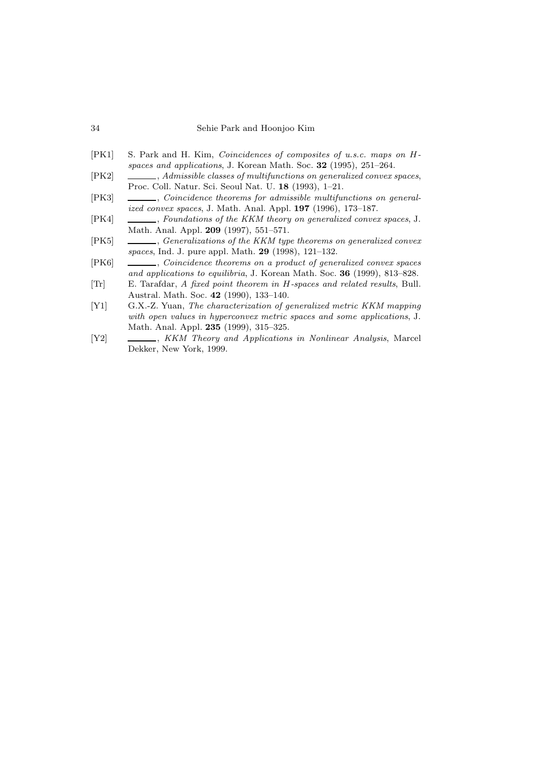[PK1] S. Park and H. Kim, *Coincidences of composites of u.s.c. maps on $H$-spaces and applications*, J. Korean Math. Soc. **32** (1995), 251–264.

[PK2] ______, *Admissible classes of multifunctions on generalized convex spaces*, Proc. Coll. Natur. Sci. Seoul Nat. U. **18** (1993), 1–21.

[PK3] ______, *Coincidence theorems for admissible multifunctions on generalized convex spaces*, J. Math. Anal. Appl. **197** (1996), 173–187.

[PK4] ______, *Foundations of the KKM theory on generalized convex spaces*, J. Math. Anal. Appl. **209** (1997), 551–571.

[PK5] ______, *Generalizations of the KKM type theorems on generalized convex spaces*, Ind. J. pure appl. Math. **29** (1998), 121–132.

[PK6] ______, *Coincidence theorems on a product of generalized convex spaces and applications to equilibria*, J. Korean Math. Soc. **36** (1999), 813–828.

[Tr] E. Tarafdar, *A fixed point theorem in $H$-spaces and related results*, Bull. Austral. Math. Soc. **42** (1990), 133–140.

[Y1] G.X.-Z. Yuan, *The characterization of generalized metric KKM mapping with open values in hyperconvex metric spaces and some applications*, J. Math. Anal. Appl. **235** (1999), 315–325.

[Y2] ______, *KKM Theory and Applications in Nonlinear Analysis*, Marcel Dekker, New York, 1999.